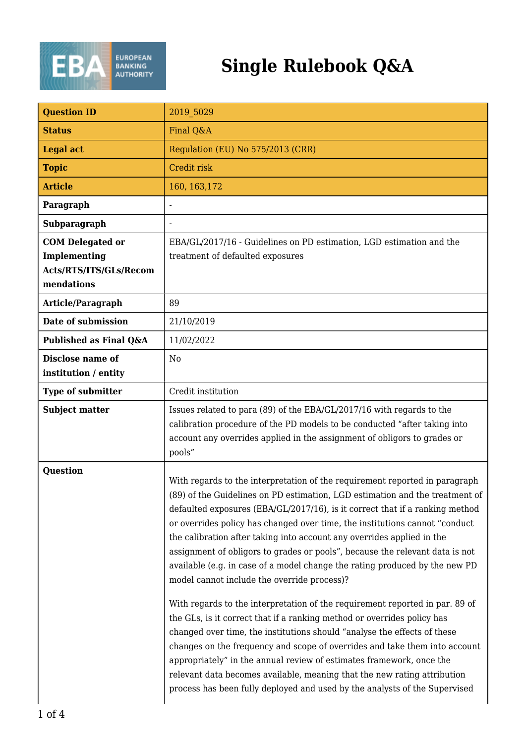# Single Rulebook Q&A

| Question ID | 2019_5029 |
| --- | --- |
| Status | Final Q&A |
| Legal act | Regulation (EU) No 575/2013 (CRR) |
| Topic | Credit risk |
| Article | 160, 163,172 |
| Paragraph | - |
| Subparagraph | - |
| COM Delegated or Implementing Acts/RTS/ITS/GLs/Recommendations | EBA/GL/2017/16 - Guidelines on PD estimation, LGD estimation and the treatment of defaulted exposures |
| Article/Paragraph | 89 |
| Date of submission | 21/10/2019 |
| Published as Final Q&A | 11/02/2022 |
| Disclose name of institution / entity | No |
| Type of submitter | Credit institution |
| Subject matter | Issues related to para (89) of the EBA/GL/2017/16 with regards to the calibration procedure of the PD models to be conducted "after taking into account any overrides applied in the assignment of obligors to grades or pools" |
| Question | With regards to the interpretation of the requirement reported in paragraph (89) of the Guidelines on PD estimation, LGD estimation and the treatment of defaulted exposures (EBA/GL/2017/16), is it correct that if a ranking method or overrides policy has changed over time, the institutions cannot "conduct the calibration after taking into account any overrides applied in the assignment of obligors to grades or pools", because the relevant data is not available (e.g. in case of a model change the rating produced by the new PD model cannot include the override process)?<br><br>With regards to the interpretation of the requirement reported in par. 89 of the GLs, is it correct that if a ranking method or overrides policy has changed over time, the institutions should "analyse the effects of these changes on the frequency and scope of overrides and take them into account appropriately" in the annual review of estimates framework, once the relevant data becomes available, meaning that the new rating attribution process has been fully deployed and used by the analysts of the Supervised |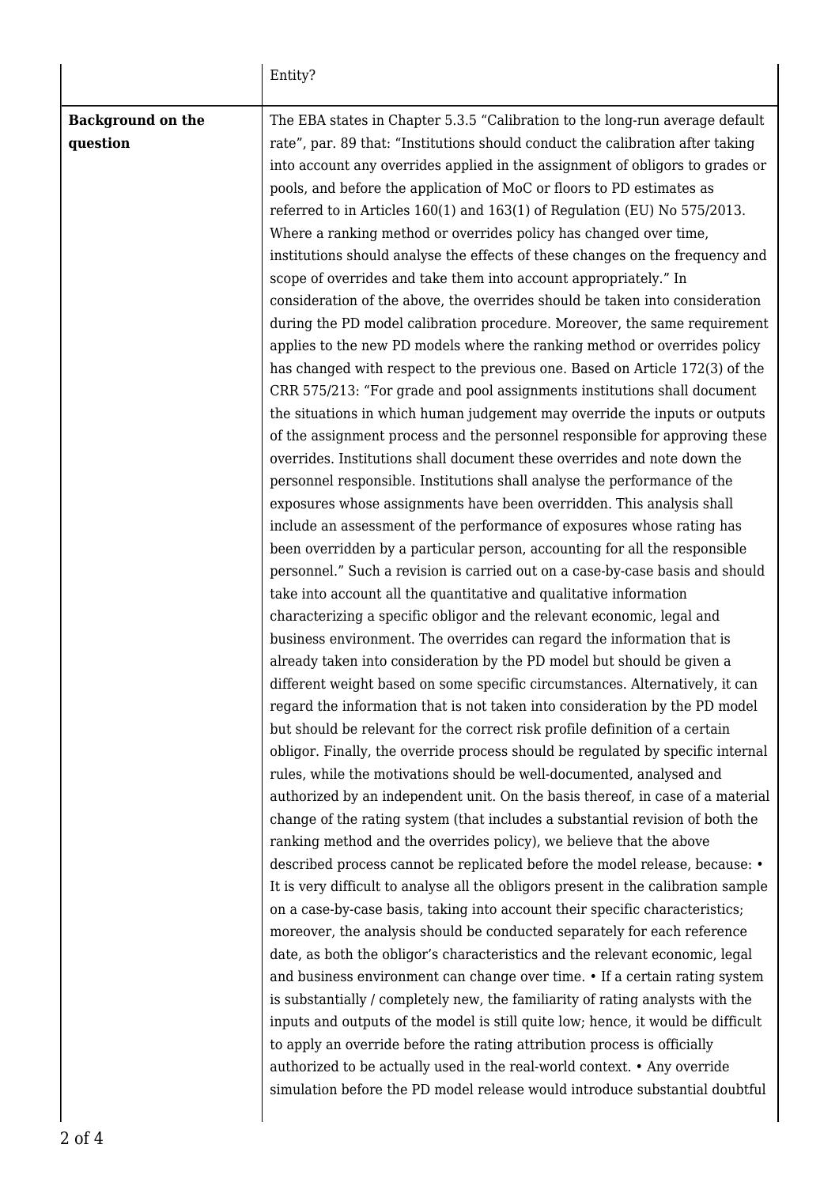| | Entity? |
|---|---|
| **Background on the question** | The EBA states in Chapter 5.3.5 "Calibration to the long-run average default rate", par. 89 that: "Institutions should conduct the calibration after taking into account any overrides applied in the assignment of obligors to grades or pools, and before the application of MoC or floors to PD estimates as referred to in Articles 160(1) and 163(1) of Regulation (EU) No 575/2013. Where a ranking method or overrides policy has changed over time, institutions should analyse the effects of these changes on the frequency and scope of overrides and take them into account appropriately." In consideration of the above, the overrides should be taken into consideration during the PD model calibration procedure. Moreover, the same requirement applies to the new PD models where the ranking method or overrides policy has changed with respect to the previous one. Based on Article 172(3) of the CRR 575/213: "For grade and pool assignments institutions shall document the situations in which human judgement may override the inputs or outputs of the assignment process and the personnel responsible for approving these overrides. Institutions shall document these overrides and note down the personnel responsible. Institutions shall analyse the performance of the exposures whose assignments have been overridden. This analysis shall include an assessment of the performance of exposures whose rating has been overridden by a particular person, accounting for all the responsible personnel." Such a revision is carried out on a case-by-case basis and should take into account all the quantitative and qualitative information characterizing a specific obligor and the relevant economic, legal and business environment. The overrides can regard the information that is already taken into consideration by the PD model but should be given a different weight based on some specific circumstances. Alternatively, it can regard the information that is not taken into consideration by the PD model but should be relevant for the correct risk profile definition of a certain obligor. Finally, the override process should be regulated by specific internal rules, while the motivations should be well-documented, analysed and authorized by an independent unit. On the basis thereof, in case of a material change of the rating system (that includes a substantial revision of both the ranking method and the overrides policy), we believe that the above described process cannot be replicated before the model release, because: • It is very difficult to analyse all the obligors present in the calibration sample on a case-by-case basis, taking into account their specific characteristics; moreover, the analysis should be conducted separately for each reference date, as both the obligor's characteristics and the relevant economic, legal and business environment can change over time. • If a certain rating system is substantially / completely new, the familiarity of rating analysts with the inputs and outputs of the model is still quite low; hence, it would be difficult to apply an override before the rating attribution process is officially authorized to be actually used in the real-world context. • Any override simulation before the PD model release would introduce substantial doubtful |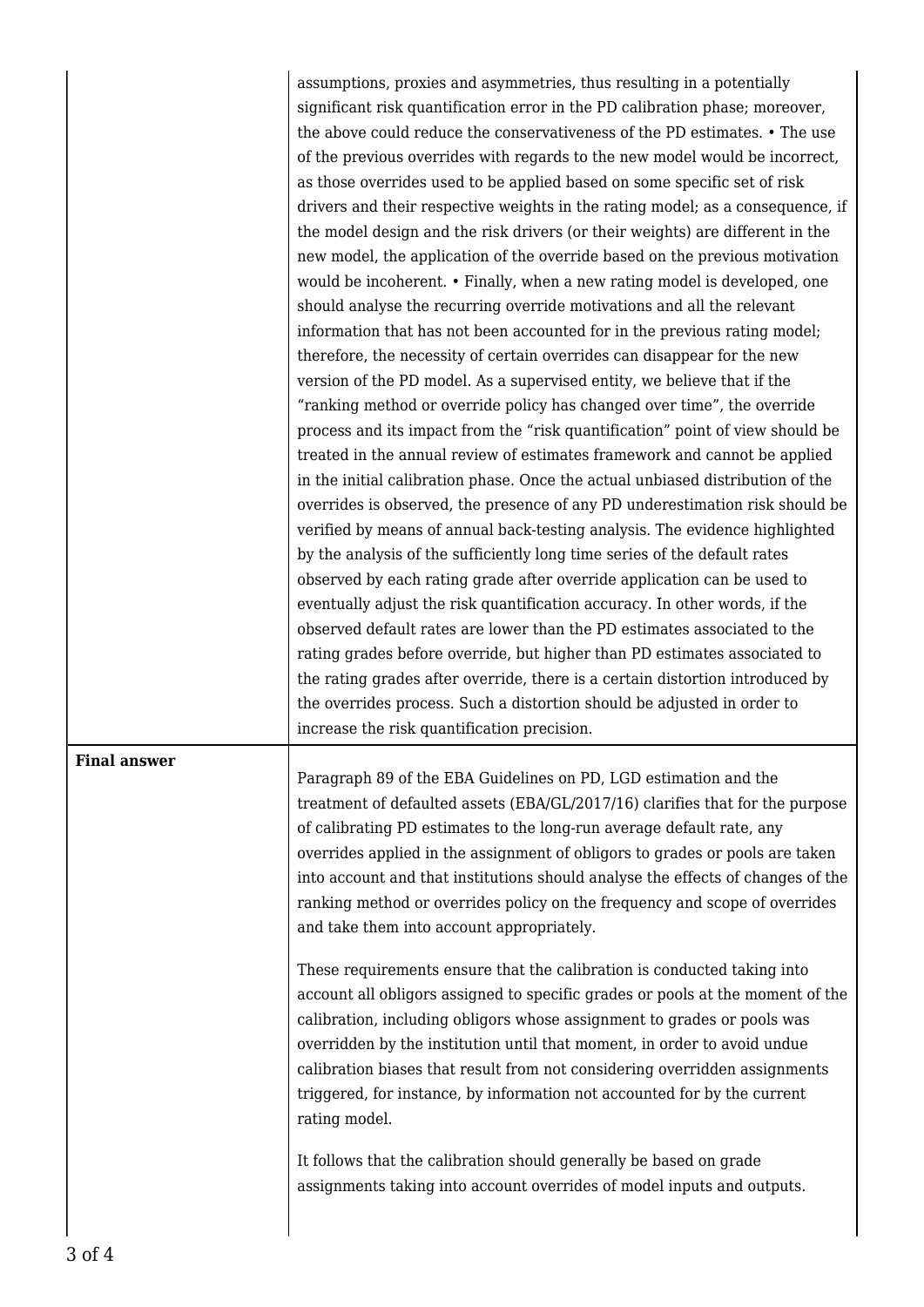| | |
|---|---|
| | assumptions, proxies and asymmetries, thus resulting in a potentially significant risk quantification error in the PD calibration phase; moreover, the above could reduce the conservativeness of the PD estimates. • The use of the previous overrides with regards to the new model would be incorrect, as those overrides used to be applied based on some specific set of risk drivers and their respective weights in the rating model; as a consequence, if the model design and the risk drivers (or their weights) are different in the new model, the application of the override based on the previous motivation would be incoherent. • Finally, when a new rating model is developed, one should analyse the recurring override motivations and all the relevant information that has not been accounted for in the previous rating model; therefore, the necessity of certain overrides can disappear for the new version of the PD model. As a supervised entity, we believe that if the "ranking method or override policy has changed over time", the override process and its impact from the "risk quantification" point of view should be treated in the annual review of estimates framework and cannot be applied in the initial calibration phase. Once the actual unbiased distribution of the overrides is observed, the presence of any PD underestimation risk should be verified by means of annual back-testing analysis. The evidence highlighted by the analysis of the sufficiently long time series of the default rates observed by each rating grade after override application can be used to eventually adjust the risk quantification accuracy. In other words, if the observed default rates are lower than the PD estimates associated to the rating grades before override, but higher than PD estimates associated to the rating grades after override, there is a certain distortion introduced by the overrides process. Such a distortion should be adjusted in order to increase the risk quantification precision. |
| **Final answer** | Paragraph 89 of the EBA Guidelines on PD, LGD estimation and the treatment of defaulted assets (EBA/GL/2017/16) clarifies that for the purpose of calibrating PD estimates to the long-run average default rate, any overrides applied in the assignment of obligors to grades or pools are taken into account and that institutions should analyse the effects of changes of the ranking method or overrides policy on the frequency and scope of overrides and take them into account appropriately.<br><br>These requirements ensure that the calibration is conducted taking into account all obligors assigned to specific grades or pools at the moment of the calibration, including obligors whose assignment to grades or pools was overridden by the institution until that moment, in order to avoid undue calibration biases that result from not considering overridden assignments triggered, for instance, by information not accounted for by the current rating model.<br><br>It follows that the calibration should generally be based on grade assignments taking into account overrides of model inputs and outputs. |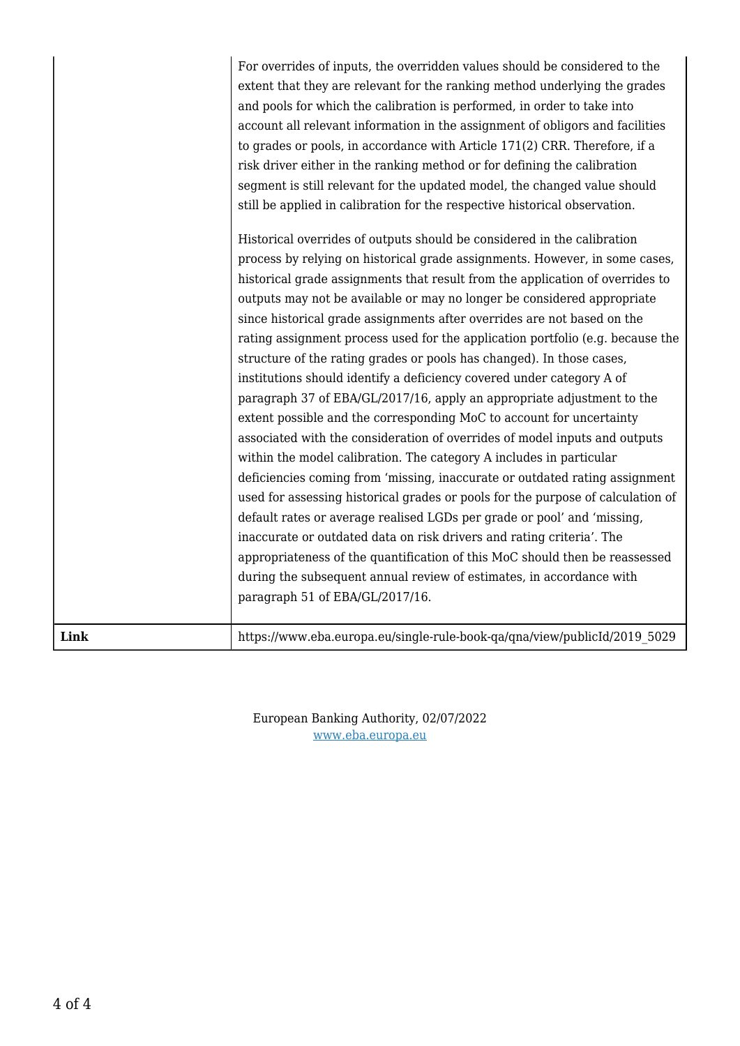| | |
|---|---|
| | For overrides of inputs, the overridden values should be considered to the extent that they are relevant for the ranking method underlying the grades and pools for which the calibration is performed, in order to take into account all relevant information in the assignment of obligors and facilities to grades or pools, in accordance with Article 171(2) CRR. Therefore, if a risk driver either in the ranking method or for defining the calibration segment is still relevant for the updated model, the changed value should still be applied in calibration for the respective historical observation.<br><br>Historical overrides of outputs should be considered in the calibration process by relying on historical grade assignments. However, in some cases, historical grade assignments that result from the application of overrides to outputs may not be available or may no longer be considered appropriate since historical grade assignments after overrides are not based on the rating assignment process used for the application portfolio (e.g. because the structure of the rating grades or pools has changed). In those cases, institutions should identify a deficiency covered under category A of paragraph 37 of EBA/GL/2017/16, apply an appropriate adjustment to the extent possible and the corresponding MoC to account for uncertainty associated with the consideration of overrides of model inputs and outputs within the model calibration. The category A includes in particular deficiencies coming from 'missing, inaccurate or outdated rating assignment used for assessing historical grades or pools for the purpose of calculation of default rates or average realised LGDs per grade or pool' and 'missing, inaccurate or outdated data on risk drivers and rating criteria'. The appropriateness of the quantification of this MoC should then be reassessed during the subsequent annual review of estimates, in accordance with paragraph 51 of EBA/GL/2017/16. |
| **Link** | https://www.eba.europa.eu/single-rule-book-qa/qna/view/publicId/2019_5029 |

European Banking Authority, 02/07/2022
www.eba.europa.eu